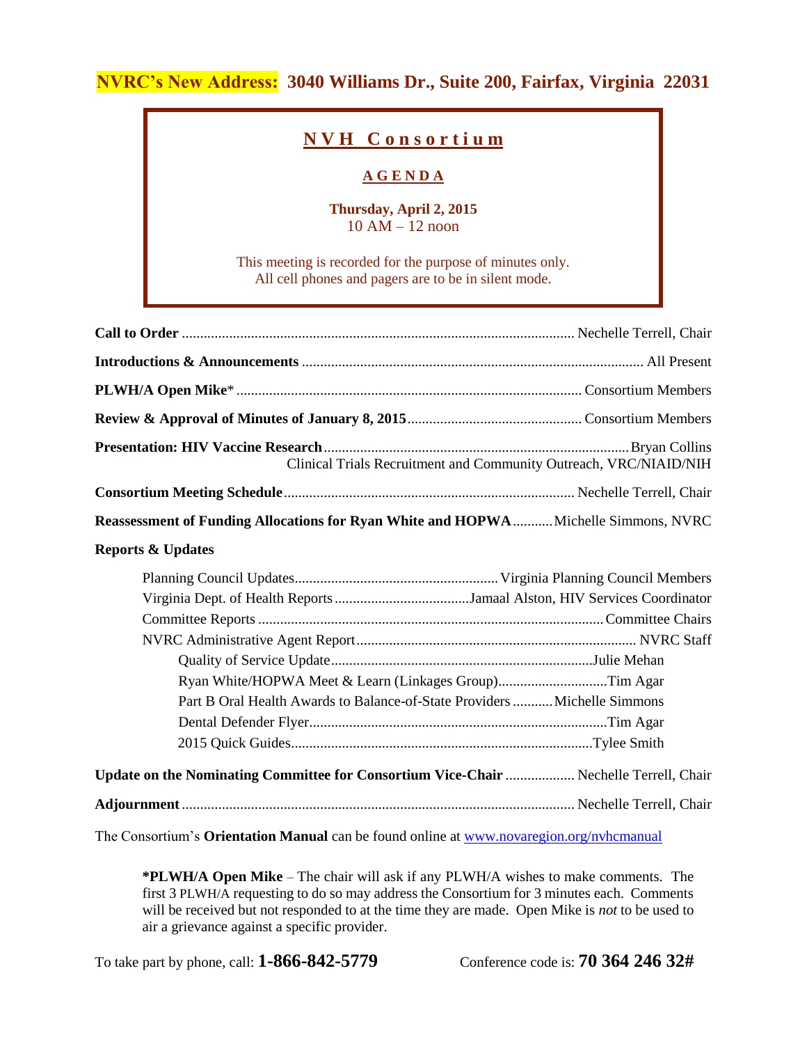**NVRC's New Address: 3040 Williams Dr., Suite 200, Fairfax, Virginia 22031**

# N V H C o n s o r t i u m

## A G E N D A

**Thursday, April 2, 2015**
10 AM – 12 noon

This meeting is recorded for the purpose of minutes only.
All cell phones and pagers are to be in silent mode.

**Call to Order** .......... Nechelle Terrell, Chair

**Introductions & Announcements** .......... All Present

**PLWH/A Open Mike*** .......... Consortium Members

**Review & Approval of Minutes of January 8, 2015** .......... Consortium Members

**Presentation: HIV Vaccine Research** .......... Bryan Collins
Clinical Trials Recruitment and Community Outreach, VRC/NIAID/NIH

**Consortium Meeting Schedule** .......... Nechelle Terrell, Chair

**Reassessment of Funding Allocations for Ryan White and HOPWA** .......... Michelle Simmons, NVRC

**Reports & Updates**

- Planning Council Updates .......... Virginia Planning Council Members
- Virginia Dept. of Health Reports .......... Jamaal Alston, HIV Services Coordinator
- Committee Reports .......... Committee Chairs
- NVRC Administrative Agent Report .......... NVRC Staff
  - Quality of Service Update .......... Julie Mehan
  - Ryan White/HOPWA Meet & Learn (Linkages Group) .......... Tim Agar
  - Part B Oral Health Awards to Balance-of-State Providers .......... Michelle Simmons
  - Dental Defender Flyer .......... Tim Agar
  - 2015 Quick Guides .......... Tylee Smith

**Update on the Nominating Committee for Consortium Vice-Chair** .......... Nechelle Terrell, Chair

**Adjournment** .......... Nechelle Terrell, Chair

The Consortium's **Orientation Manual** can be found online at [www.novaregion.org/nvhcmanual](www.novaregion.org/nvhcmanual)

> ***PLWH/A Open Mike** – The chair will ask if any PLWH/A wishes to make comments. The first 3 PLWH/A requesting to do so may address the Consortium for 3 minutes each. Comments will be received but not responded to at the time they are made. Open Mike is *not* to be used to air a grievance against a specific provider.

To take part by phone, call: **1-866-842-5779** Conference code is: **70 364 246 32#**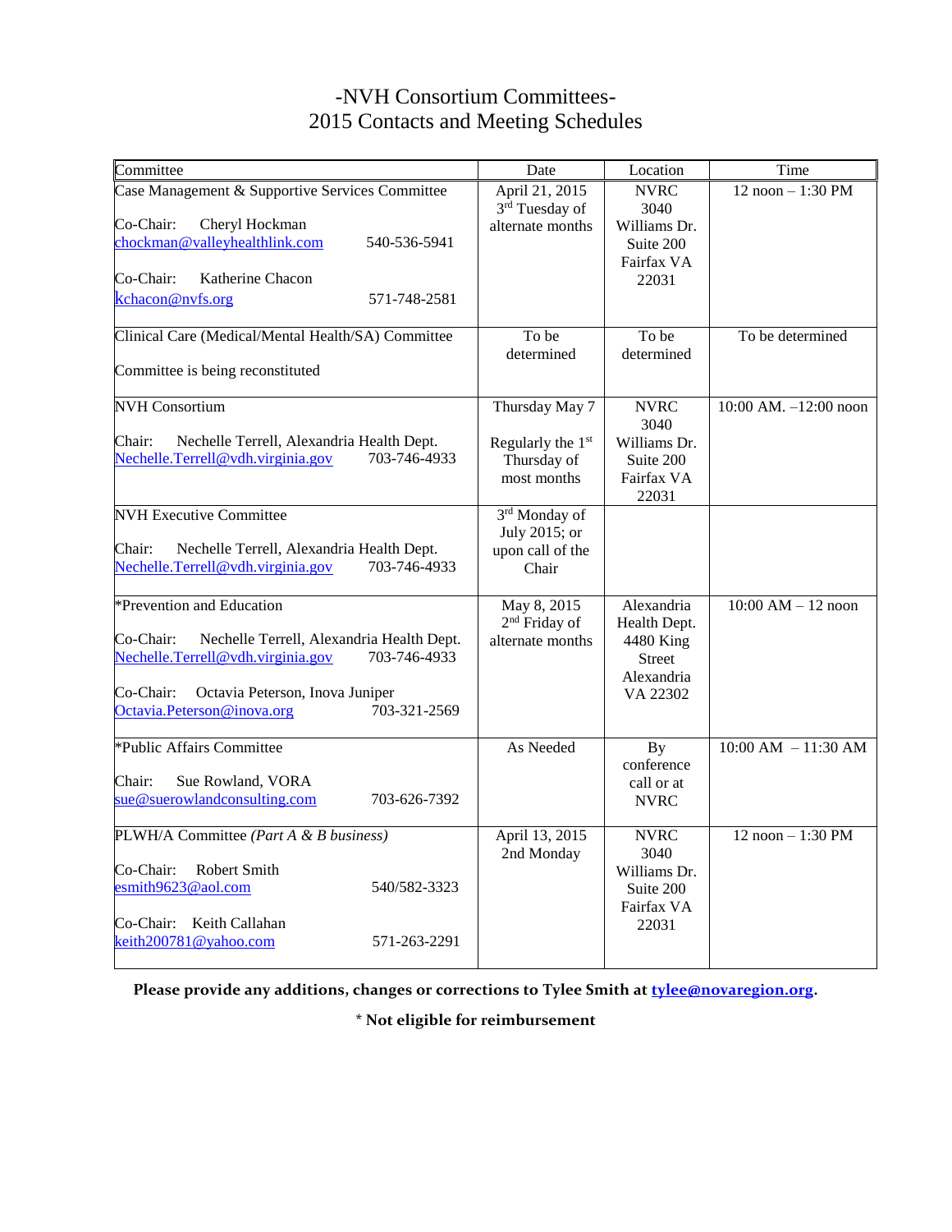# -NVH Consortium Committees-
# 2015 Contacts and Meeting Schedules

| Committee | Date | Location | Time |
|---|---|---|---|
| Case Management & Supportive Services Committee<br><br>Co-Chair: Cheryl Hockman<br>chockman@valleyhealthlink.com 540-536-5941<br><br>Co-Chair: Katherine Chacon<br>kchacon@nvfs.org 571-748-2581 | April 21, 2015<br>3rd Tuesday of alternate months | NVRC<br>3040 Williams Dr.<br>Suite 200<br>Fairfax VA 22031 | 12 noon – 1:30 PM |
| Clinical Care (Medical/Mental Health/SA) Committee<br><br>Committee is being reconstituted | To be determined | To be determined | To be determined |
| NVH Consortium<br><br>Chair: Nechelle Terrell, Alexandria Health Dept.<br>Nechelle.Terrell@vdh.virginia.gov 703-746-4933 | Thursday May 7<br><br>Regularly the 1st Thursday of most months | NVRC<br>3040 Williams Dr.<br>Suite 200<br>Fairfax VA 22031 | 10:00 AM. –12:00 noon |
| NVH Executive Committee<br><br>Chair: Nechelle Terrell, Alexandria Health Dept.<br>Nechelle.Terrell@vdh.virginia.gov 703-746-4933 | 3rd Monday of July 2015; or upon call of the Chair | | |
| *Prevention and Education<br><br>Co-Chair: Nechelle Terrell, Alexandria Health Dept.<br>Nechelle.Terrell@vdh.virginia.gov 703-746-4933<br><br>Co-Chair: Octavia Peterson, Inova Juniper<br>Octavia.Peterson@inova.org 703-321-2569 | May 8, 2015<br>2nd Friday of alternate months | Alexandria Health Dept.<br>4480 King Street<br>Alexandria VA 22302 | 10:00 AM – 12 noon |
| *Public Affairs Committee<br><br>Chair: Sue Rowland, VORA<br>sue@suerowlandconsulting.com 703-626-7392 | As Needed | By conference call or at NVRC | 10:00 AM – 11:30 AM |
| PLWH/A Committee *(Part A & B business)*<br><br>Co-Chair: Robert Smith<br>esmith9623@aol.com 540/582-3323<br><br>Co-Chair: Keith Callahan<br>keith200781@yahoo.com 571-263-2291 | April 13, 2015<br>2nd Monday | NVRC<br>3040 Williams Dr.<br>Suite 200<br>Fairfax VA 22031 | 12 noon – 1:30 PM |

**Please provide any additions, changes or corrections to Tylee Smith at tylee@novaregion.org.**

**\* Not eligible for reimbursement**